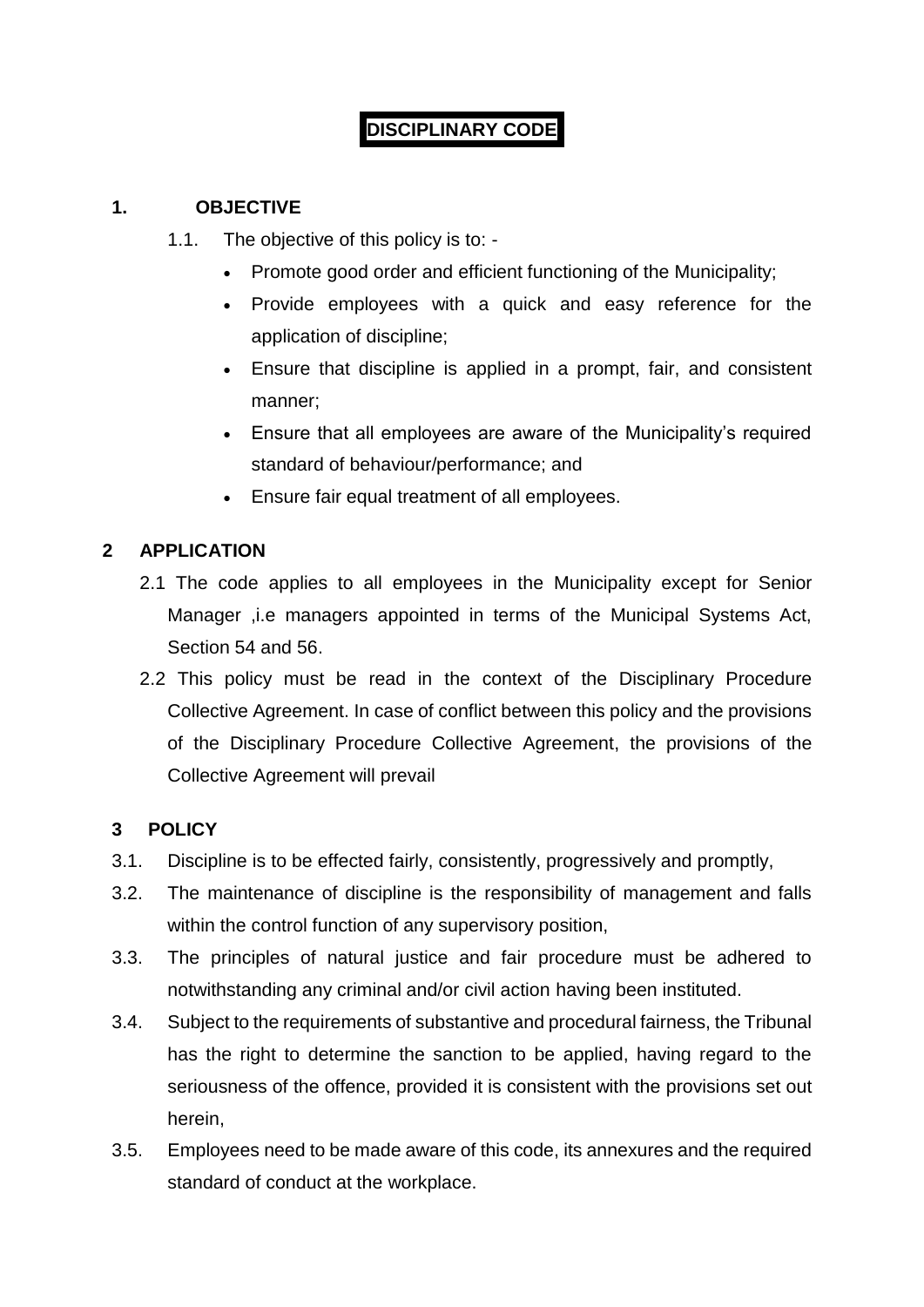# DISCIPLINARY CODE

## 1. OBJECTIVE

1.1. The objective of this policy is to: -

- Promote good order and efficient functioning of the Municipality;
- Provide employees with a quick and easy reference for the application of discipline;
- Ensure that discipline is applied in a prompt, fair, and consistent manner;
- Ensure that all employees are aware of the Municipality's required standard of behaviour/performance; and
- Ensure fair equal treatment of all employees.

## 2 APPLICATION

2.1 The code applies to all employees in the Municipality except for Senior Manager ,i.e managers appointed in terms of the Municipal Systems Act, Section 54 and 56.

2.2 This policy must be read in the context of the Disciplinary Procedure Collective Agreement. In case of conflict between this policy and the provisions of the Disciplinary Procedure Collective Agreement, the provisions of the Collective Agreement will prevail

## 3 POLICY

3.1. Discipline is to be effected fairly, consistently, progressively and promptly,

3.2. The maintenance of discipline is the responsibility of management and falls within the control function of any supervisory position,

3.3. The principles of natural justice and fair procedure must be adhered to notwithstanding any criminal and/or civil action having been instituted.

3.4. Subject to the requirements of substantive and procedural fairness, the Tribunal has the right to determine the sanction to be applied, having regard to the seriousness of the offence, provided it is consistent with the provisions set out herein,

3.5. Employees need to be made aware of this code, its annexures and the required standard of conduct at the workplace.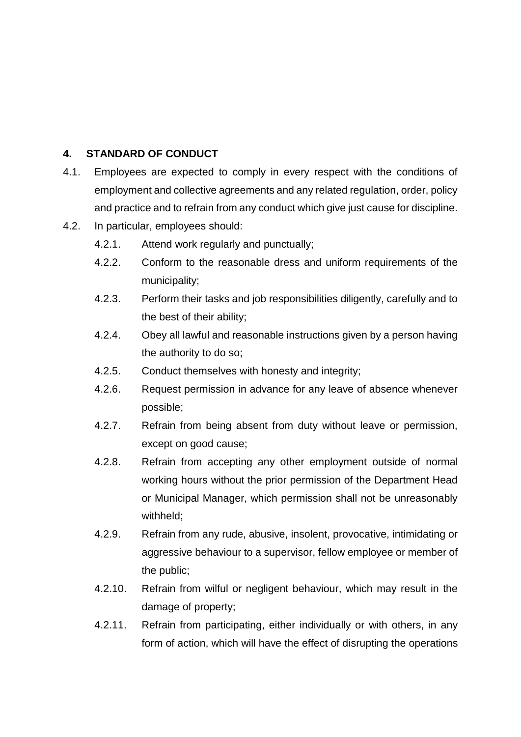## 4. STANDARD OF CONDUCT

4.1. Employees are expected to comply in every respect with the conditions of employment and collective agreements and any related regulation, order, policy and practice and to refrain from any conduct which give just cause for discipline.

4.2. In particular, employees should:

- 4.2.1. Attend work regularly and punctually;
- 4.2.2. Conform to the reasonable dress and uniform requirements of the municipality;
- 4.2.3. Perform their tasks and job responsibilities diligently, carefully and to the best of their ability;
- 4.2.4. Obey all lawful and reasonable instructions given by a person having the authority to do so;
- 4.2.5. Conduct themselves with honesty and integrity;
- 4.2.6. Request permission in advance for any leave of absence whenever possible;
- 4.2.7. Refrain from being absent from duty without leave or permission, except on good cause;
- 4.2.8. Refrain from accepting any other employment outside of normal working hours without the prior permission of the Department Head or Municipal Manager, which permission shall not be unreasonably withheld;
- 4.2.9. Refrain from any rude, abusive, insolent, provocative, intimidating or aggressive behaviour to a supervisor, fellow employee or member of the public;
- 4.2.10. Refrain from wilful or negligent behaviour, which may result in the damage of property;
- 4.2.11. Refrain from participating, either individually or with others, in any form of action, which will have the effect of disrupting the operations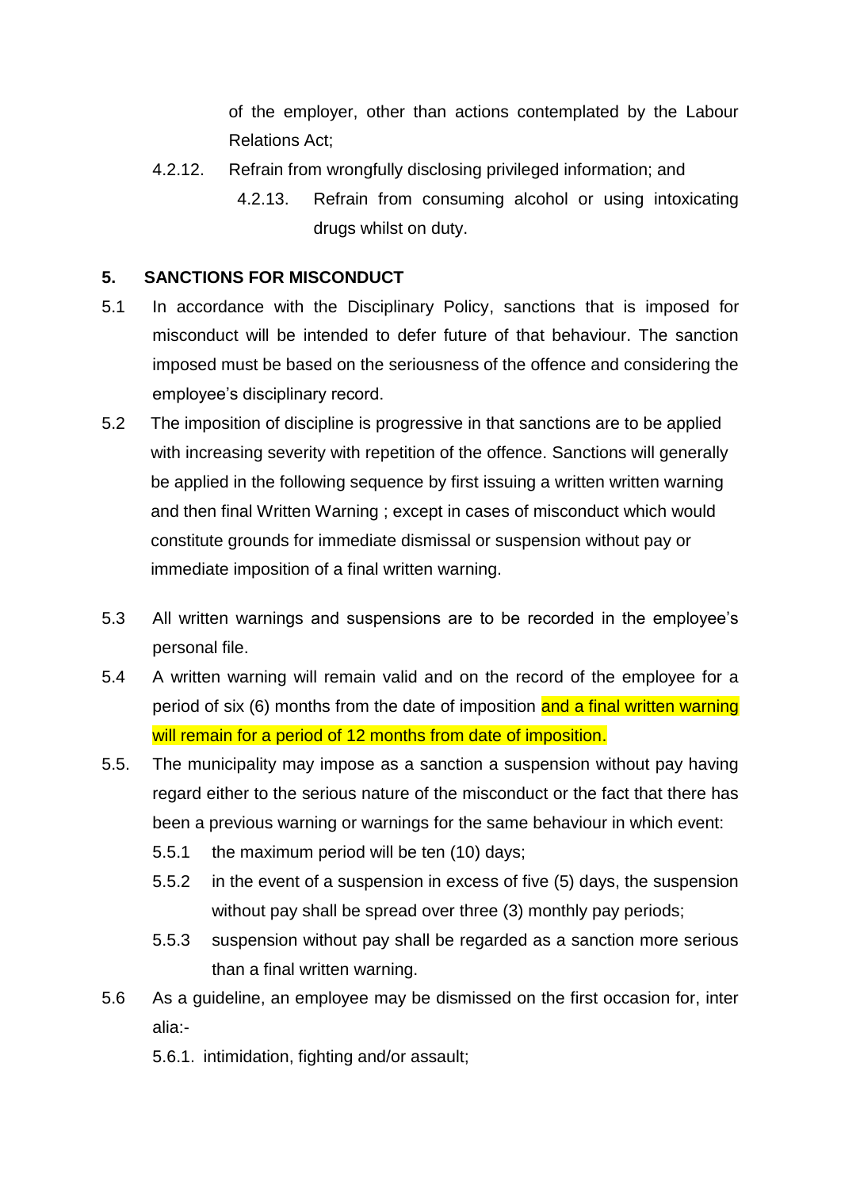of the employer, other than actions contemplated by the Labour Relations Act;

4.2.12. Refrain from wrongfully disclosing privileged information; and

4.2.13. Refrain from consuming alcohol or using intoxicating drugs whilst on duty.

## 5. SANCTIONS FOR MISCONDUCT

5.1 In accordance with the Disciplinary Policy, sanctions that is imposed for misconduct will be intended to defer future of that behaviour. The sanction imposed must be based on the seriousness of the offence and considering the employee's disciplinary record.

5.2 The imposition of discipline is progressive in that sanctions are to be applied with increasing severity with repetition of the offence. Sanctions will generally be applied in the following sequence by first issuing a written written warning and then final Written Warning ; except in cases of misconduct which would constitute grounds for immediate dismissal or suspension without pay or immediate imposition of a final written warning.

5.3 All written warnings and suspensions are to be recorded in the employee's personal file.

5.4 A written warning will remain valid and on the record of the employee for a period of six (6) months from the date of imposition and a final written warning will remain for a period of 12 months from date of imposition.

5.5. The municipality may impose as a sanction a suspension without pay having regard either to the serious nature of the misconduct or the fact that there has been a previous warning or warnings for the same behaviour in which event:

5.5.1 the maximum period will be ten (10) days;

5.5.2 in the event of a suspension in excess of five (5) days, the suspension without pay shall be spread over three (3) monthly pay periods;

5.5.3 suspension without pay shall be regarded as a sanction more serious than a final written warning.

5.6 As a guideline, an employee may be dismissed on the first occasion for, inter alia:-

5.6.1. intimidation, fighting and/or assault;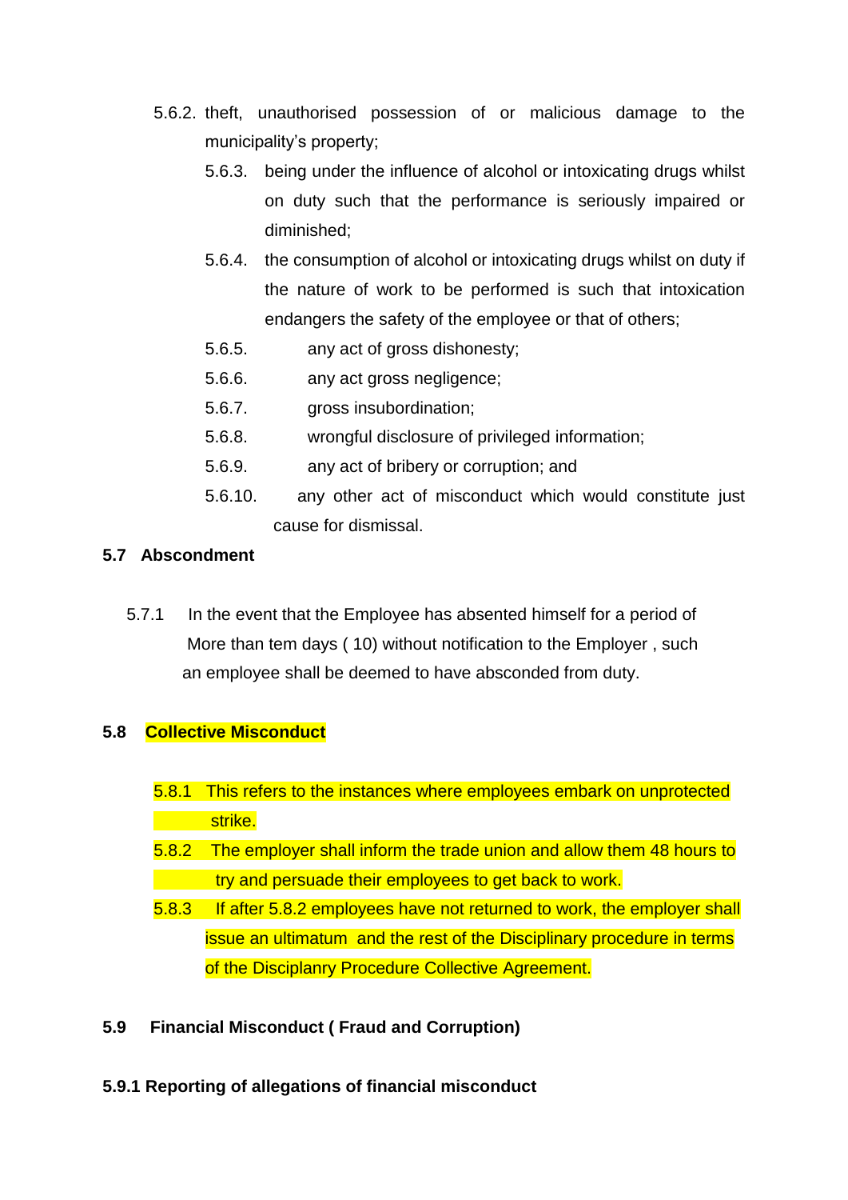5.6.2. theft, unauthorised possession of or malicious damage to the municipality's property;

5.6.3. being under the influence of alcohol or intoxicating drugs whilst on duty such that the performance is seriously impaired or diminished;

5.6.4. the consumption of alcohol or intoxicating drugs whilst on duty if the nature of work to be performed is such that intoxication endangers the safety of the employee or that of others;

5.6.5. any act of gross dishonesty;

5.6.6. any act gross negligence;

5.6.7. gross insubordination;

5.6.8. wrongful disclosure of privileged information;

5.6.9. any act of bribery or corruption; and

5.6.10. any other act of misconduct which would constitute just cause for dismissal.

**5.7 Absconding**

5.7.1 In the event that the Employee has absented himself for a period of More than tem days ( 10) without notification to the Employer , such an employee shall be deemed to have absconded from duty.

**5.8 Collective Misconduct**

5.8.1 This refers to the instances where employees embark on unprotected strike.

5.8.2 The employer shall inform the trade union and allow them 48 hours to try and persuade their employees to get back to work.

5.8.3 If after 5.8.2 employees have not returned to work, the employer shall issue an ultimatum and the rest of the Disciplinary procedure in terms of the Disciplanry Procedure Collective Agreement.

**5.9 Financial Misconduct ( Fraud and Corruption)**

**5.9.1 Reporting of allegations of financial misconduct**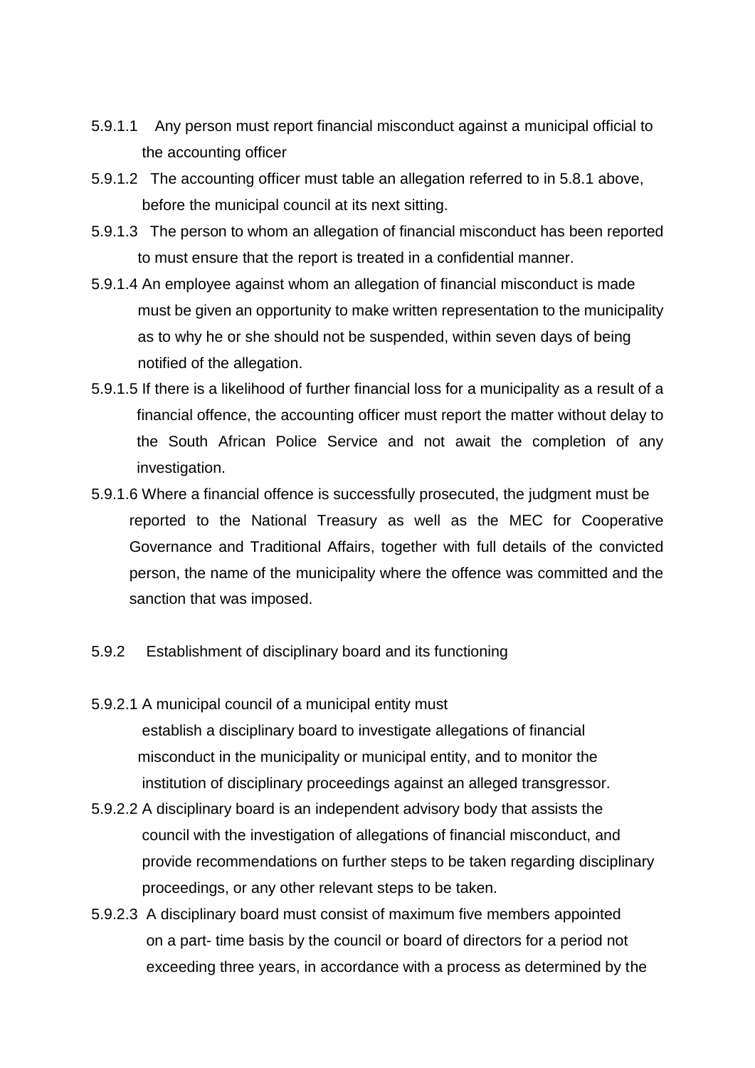5.9.1.1 Any person must report financial misconduct against a municipal official to the accounting officer

5.9.1.2 The accounting officer must table an allegation referred to in 5.8.1 above, before the municipal council at its next sitting.

5.9.1.3 The person to whom an allegation of financial misconduct has been reported to must ensure that the report is treated in a confidential manner.

5.9.1.4 An employee against whom an allegation of financial misconduct is made must be given an opportunity to make written representation to the municipality as to why he or she should not be suspended, within seven days of being notified of the allegation.

5.9.1.5 If there is a likelihood of further financial loss for a municipality as a result of a financial offence, the accounting officer must report the matter without delay to the South African Police Service and not await the completion of any investigation.

5.9.1.6 Where a financial offence is successfully prosecuted, the judgment must be reported to the National Treasury as well as the MEC for Cooperative Governance and Traditional Affairs, together with full details of the convicted person, the name of the municipality where the offence was committed and the sanction that was imposed.

5.9.2 Establishment of disciplinary board and its functioning

5.9.2.1 A municipal council of a municipal entity must establish a disciplinary board to investigate allegations of financial misconduct in the municipality or municipal entity, and to monitor the institution of disciplinary proceedings against an alleged transgressor.

5.9.2.2 A disciplinary board is an independent advisory body that assists the council with the investigation of allegations of financial misconduct, and provide recommendations on further steps to be taken regarding disciplinary proceedings, or any other relevant steps to be taken.

5.9.2.3 A disciplinary board must consist of maximum five members appointed on a part- time basis by the council or board of directors for a period not exceeding three years, in accordance with a process as determined by the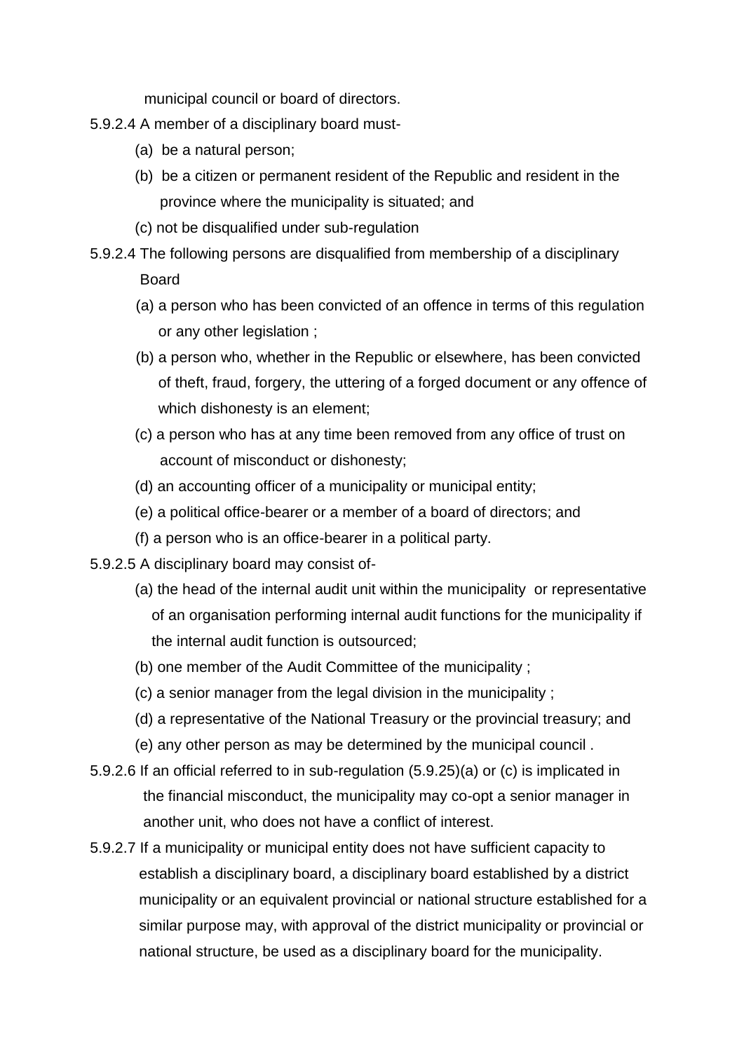municipal council or board of directors.

5.9.2.4 A member of a disciplinary board must-

(a) be a natural person;

(b) be a citizen or permanent resident of the Republic and resident in the province where the municipality is situated; and

(c) not be disqualified under sub-regulation

5.9.2.4 The following persons are disqualified from membership of a disciplinary Board

(a) a person who has been convicted of an offence in terms of this regulation or any other legislation ;

(b) a person who, whether in the Republic or elsewhere, has been convicted of theft, fraud, forgery, the uttering of a forged document or any offence of which dishonesty is an element;

(c) a person who has at any time been removed from any office of trust on account of misconduct or dishonesty;

(d) an accounting officer of a municipality or municipal entity;

(e) a political office-bearer or a member of a board of directors; and

(f) a person who is an office-bearer in a political party.

5.9.2.5 A disciplinary board may consist of-

(a) the head of the internal audit unit within the municipality or representative of an organisation performing internal audit functions for the municipality if the internal audit function is outsourced;

(b) one member of the Audit Committee of the municipality ;

(c) a senior manager from the legal division in the municipality ;

(d) a representative of the National Treasury or the provincial treasury; and

(e) any other person as may be determined by the municipal council .

5.9.2.6 If an official referred to in sub-regulation (5.9.25)(a) or (c) is implicated in the financial misconduct, the municipality may co-opt a senior manager in another unit, who does not have a conflict of interest.

5.9.2.7 If a municipality or municipal entity does not have sufficient capacity to establish a disciplinary board, a disciplinary board established by a district municipality or an equivalent provincial or national structure established for a similar purpose may, with approval of the district municipality or provincial or national structure, be used as a disciplinary board for the municipality.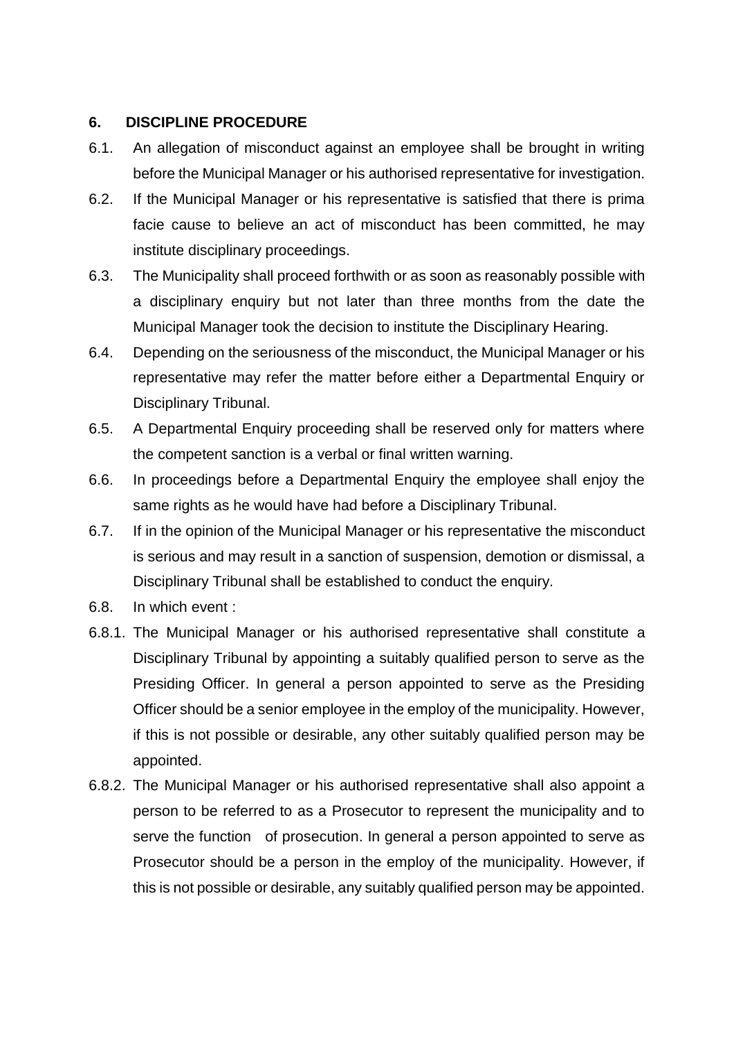## 6. DISCIPLINE PROCEDURE

6.1. An allegation of misconduct against an employee shall be brought in writing before the Municipal Manager or his authorised representative for investigation.

6.2. If the Municipal Manager or his representative is satisfied that there is prima facie cause to believe an act of misconduct has been committed, he may institute disciplinary proceedings.

6.3. The Municipality shall proceed forthwith or as soon as reasonably possible with a disciplinary enquiry but not later than three months from the date the Municipal Manager took the decision to institute the Disciplinary Hearing.

6.4. Depending on the seriousness of the misconduct, the Municipal Manager or his representative may refer the matter before either a Departmental Enquiry or Disciplinary Tribunal.

6.5. A Departmental Enquiry proceeding shall be reserved only for matters where the competent sanction is a verbal or final written warning.

6.6. In proceedings before a Departmental Enquiry the employee shall enjoy the same rights as he would have had before a Disciplinary Tribunal.

6.7. If in the opinion of the Municipal Manager or his representative the misconduct is serious and may result in a sanction of suspension, demotion or dismissal, a Disciplinary Tribunal shall be established to conduct the enquiry.

6.8. In which event :

6.8.1. The Municipal Manager or his authorised representative shall constitute a Disciplinary Tribunal by appointing a suitably qualified person to serve as the Presiding Officer. In general a person appointed to serve as the Presiding Officer should be a senior employee in the employ of the municipality. However, if this is not possible or desirable, any other suitably qualified person may be appointed.

6.8.2. The Municipal Manager or his authorised representative shall also appoint a person to be referred to as a Prosecutor to represent the municipality and to serve the function of prosecution. In general a person appointed to serve as Prosecutor should be a person in the employ of the municipality. However, if this is not possible or desirable, any suitably qualified person may be appointed.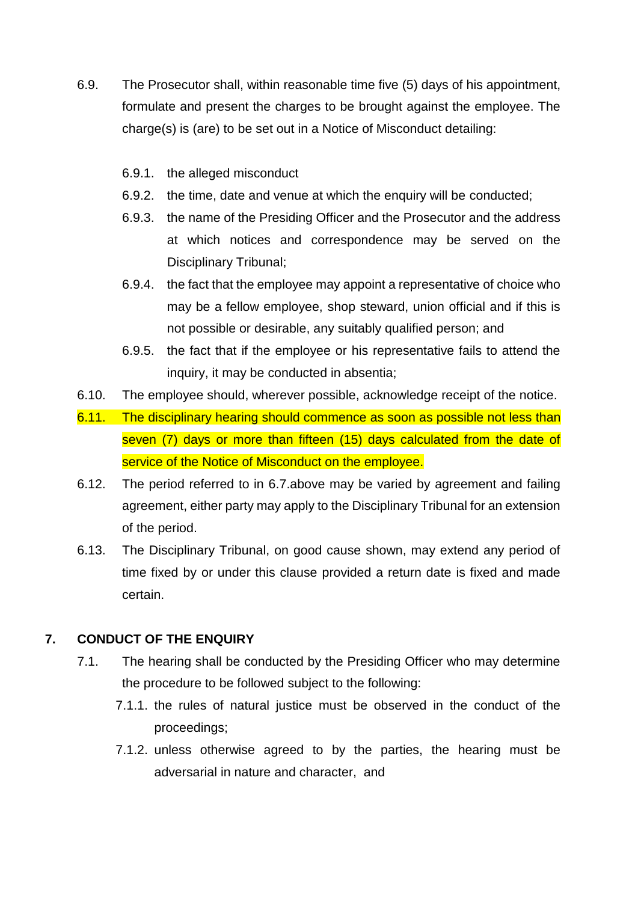6.9. The Prosecutor shall, within reasonable time five (5) days of his appointment, formulate and present the charges to be brought against the employee. The charge(s) is (are) to be set out in a Notice of Misconduct detailing:

- 6.9.1. the alleged misconduct
- 6.9.2. the time, date and venue at which the enquiry will be conducted;
- 6.9.3. the name of the Presiding Officer and the Prosecutor and the address at which notices and correspondence may be served on the Disciplinary Tribunal;
- 6.9.4. the fact that the employee may appoint a representative of choice who may be a fellow employee, shop steward, union official and if this is not possible or desirable, any suitably qualified person; and
- 6.9.5. the fact that if the employee or his representative fails to attend the inquiry, it may be conducted in absentia;

6.10. The employee should, wherever possible, acknowledge receipt of the notice.

6.11. The disciplinary hearing should commence as soon as possible not less than seven (7) days or more than fifteen (15) days calculated from the date of service of the Notice of Misconduct on the employee.

6.12. The period referred to in 6.7.above may be varied by agreement and failing agreement, either party may apply to the Disciplinary Tribunal for an extension of the period.

6.13. The Disciplinary Tribunal, on good cause shown, may extend any period of time fixed by or under this clause provided a return date is fixed and made certain.

## 7. CONDUCT OF THE ENQUIRY

7.1. The hearing shall be conducted by the Presiding Officer who may determine the procedure to be followed subject to the following:

- 7.1.1. the rules of natural justice must be observed in the conduct of the proceedings;
- 7.1.2. unless otherwise agreed to by the parties, the hearing must be adversarial in nature and character, and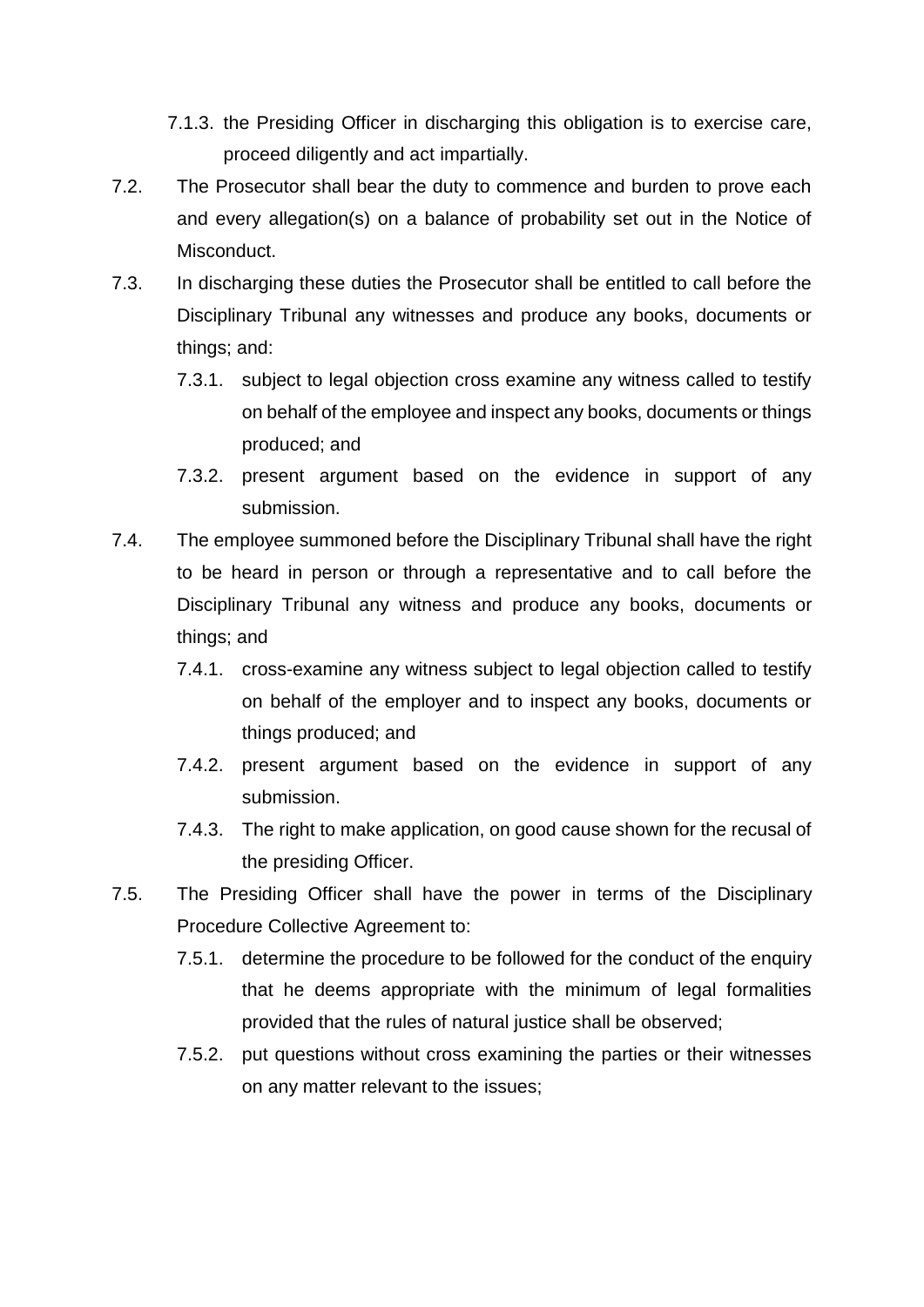7.1.3. the Presiding Officer in discharging this obligation is to exercise care, proceed diligently and act impartially.

7.2. The Prosecutor shall bear the duty to commence and burden to prove each and every allegation(s) on a balance of probability set out in the Notice of Misconduct.

7.3. In discharging these duties the Prosecutor shall be entitled to call before the Disciplinary Tribunal any witnesses and produce any books, documents or things; and:

7.3.1. subject to legal objection cross examine any witness called to testify on behalf of the employee and inspect any books, documents or things produced; and

7.3.2. present argument based on the evidence in support of any submission.

7.4. The employee summoned before the Disciplinary Tribunal shall have the right to be heard in person or through a representative and to call before the Disciplinary Tribunal any witness and produce any books, documents or things; and

7.4.1. cross-examine any witness subject to legal objection called to testify on behalf of the employer and to inspect any books, documents or things produced; and

7.4.2. present argument based on the evidence in support of any submission.

7.4.3. The right to make application, on good cause shown for the recusal of the presiding Officer.

7.5. The Presiding Officer shall have the power in terms of the Disciplinary Procedure Collective Agreement to:

7.5.1. determine the procedure to be followed for the conduct of the enquiry that he deems appropriate with the minimum of legal formalities provided that the rules of natural justice shall be observed;

7.5.2. put questions without cross examining the parties or their witnesses on any matter relevant to the issues;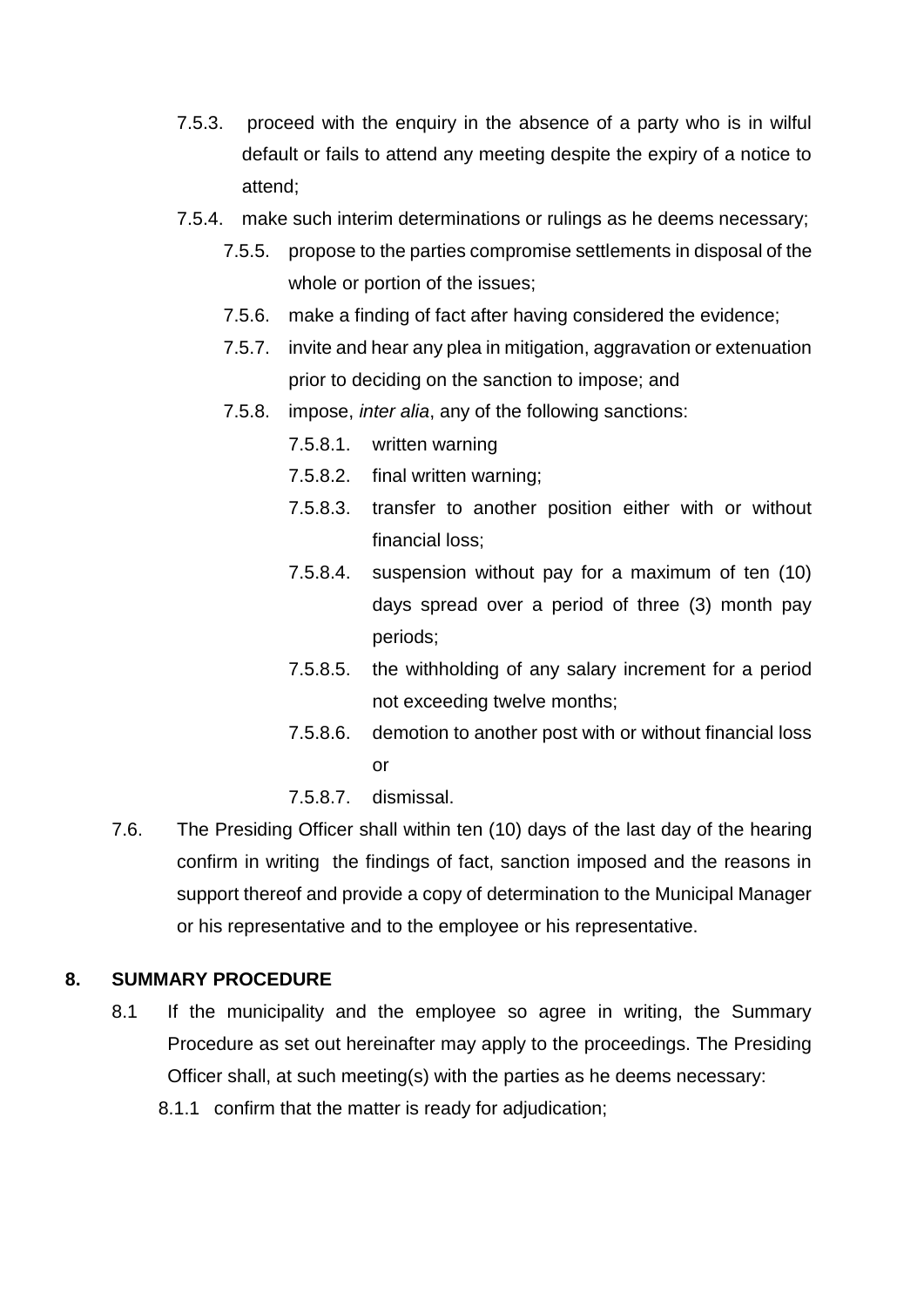7.5.3. proceed with the enquiry in the absence of a party who is in wilful default or fails to attend any meeting despite the expiry of a notice to attend;

7.5.4. make such interim determinations or rulings as he deems necessary;

7.5.5. propose to the parties compromise settlements in disposal of the whole or portion of the issues;

7.5.6. make a finding of fact after having considered the evidence;

7.5.7. invite and hear any plea in mitigation, aggravation or extenuation prior to deciding on the sanction to impose; and

7.5.8. impose, *inter alia*, any of the following sanctions:

7.5.8.1. written warning

7.5.8.2. final written warning;

7.5.8.3. transfer to another position either with or without financial loss;

7.5.8.4. suspension without pay for a maximum of ten (10) days spread over a period of three (3) month pay periods;

7.5.8.5. the withholding of any salary increment for a period not exceeding twelve months;

7.5.8.6. demotion to another post with or without financial loss or

7.5.8.7. dismissal.

7.6. The Presiding Officer shall within ten (10) days of the last day of the hearing confirm in writing the findings of fact, sanction imposed and the reasons in support thereof and provide a copy of determination to the Municipal Manager or his representative and to the employee or his representative.

## 8. SUMMARY PROCEDURE

8.1 If the municipality and the employee so agree in writing, the Summary Procedure as set out hereinafter may apply to the proceedings. The Presiding Officer shall, at such meeting(s) with the parties as he deems necessary:

8.1.1 confirm that the matter is ready for adjudication;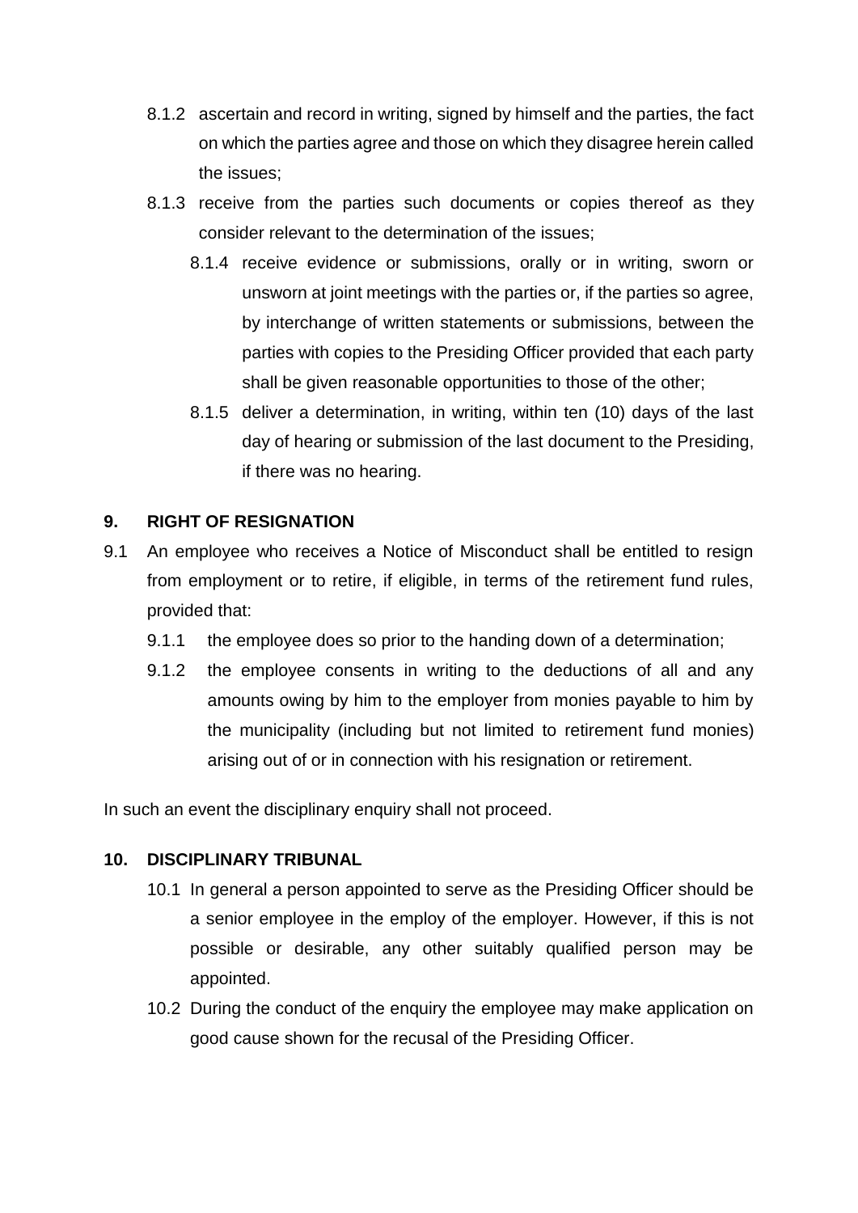8.1.2 ascertain and record in writing, signed by himself and the parties, the fact on which the parties agree and those on which they disagree herein called the issues;

8.1.3 receive from the parties such documents or copies thereof as they consider relevant to the determination of the issues;

8.1.4 receive evidence or submissions, orally or in writing, sworn or unsworn at joint meetings with the parties or, if the parties so agree, by interchange of written statements or submissions, between the parties with copies to the Presiding Officer provided that each party shall be given reasonable opportunities to those of the other;

8.1.5 deliver a determination, in writing, within ten (10) days of the last day of hearing or submission of the last document to the Presiding, if there was no hearing.

## 9. RIGHT OF RESIGNATION

9.1 An employee who receives a Notice of Misconduct shall be entitled to resign from employment or to retire, if eligible, in terms of the retirement fund rules, provided that:

9.1.1 the employee does so prior to the handing down of a determination;

9.1.2 the employee consents in writing to the deductions of all and any amounts owing by him to the employer from monies payable to him by the municipality (including but not limited to retirement fund monies) arising out of or in connection with his resignation or retirement.

In such an event the disciplinary enquiry shall not proceed.

## 10. DISCIPLINARY TRIBUNAL

10.1 In general a person appointed to serve as the Presiding Officer should be a senior employee in the employ of the employer. However, if this is not possible or desirable, any other suitably qualified person may be appointed.

10.2 During the conduct of the enquiry the employee may make application on good cause shown for the recusal of the Presiding Officer.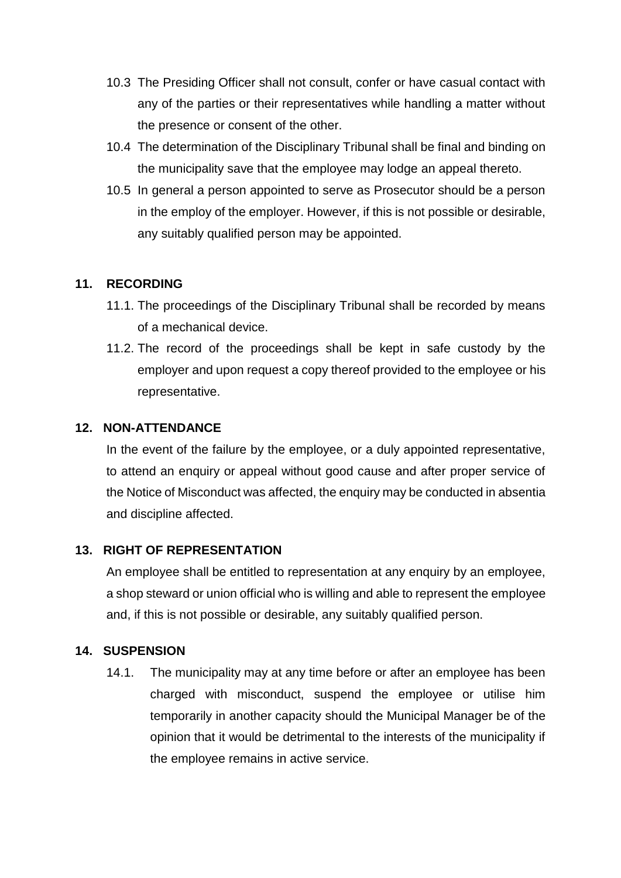10.3 The Presiding Officer shall not consult, confer or have casual contact with any of the parties or their representatives while handling a matter without the presence or consent of the other.

10.4 The determination of the Disciplinary Tribunal shall be final and binding on the municipality save that the employee may lodge an appeal thereto.

10.5 In general a person appointed to serve as Prosecutor should be a person in the employ of the employer. However, if this is not possible or desirable, any suitably qualified person may be appointed.

## 11. RECORDING

11.1. The proceedings of the Disciplinary Tribunal shall be recorded by means of a mechanical device.

11.2. The record of the proceedings shall be kept in safe custody by the employer and upon request a copy thereof provided to the employee or his representative.

## 12. NON-ATTENDANCE

In the event of the failure by the employee, or a duly appointed representative, to attend an enquiry or appeal without good cause and after proper service of the Notice of Misconduct was affected, the enquiry may be conducted in absentia and discipline affected.

## 13. RIGHT OF REPRESENTATION

An employee shall be entitled to representation at any enquiry by an employee, a shop steward or union official who is willing and able to represent the employee and, if this is not possible or desirable, any suitably qualified person.

## 14. SUSPENSION

14.1. The municipality may at any time before or after an employee has been charged with misconduct, suspend the employee or utilise him temporarily in another capacity should the Municipal Manager be of the opinion that it would be detrimental to the interests of the municipality if the employee remains in active service.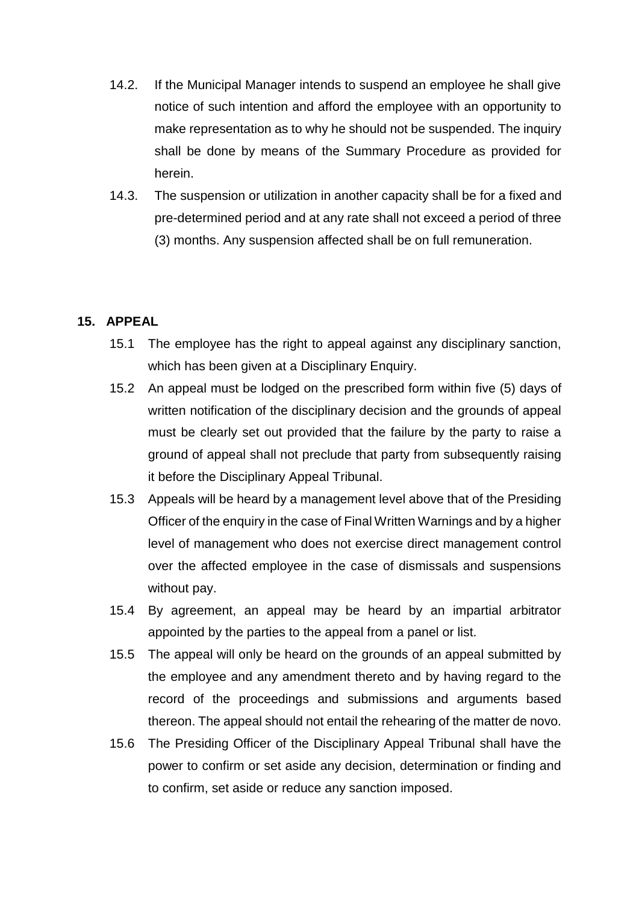14.2. If the Municipal Manager intends to suspend an employee he shall give notice of such intention and afford the employee with an opportunity to make representation as to why he should not be suspended. The inquiry shall be done by means of the Summary Procedure as provided for herein.

14.3. The suspension or utilization in another capacity shall be for a fixed and pre-determined period and at any rate shall not exceed a period of three (3) months. Any suspension affected shall be on full remuneration.

## 15. APPEAL

15.1 The employee has the right to appeal against any disciplinary sanction, which has been given at a Disciplinary Enquiry.

15.2 An appeal must be lodged on the prescribed form within five (5) days of written notification of the disciplinary decision and the grounds of appeal must be clearly set out provided that the failure by the party to raise a ground of appeal shall not preclude that party from subsequently raising it before the Disciplinary Appeal Tribunal.

15.3 Appeals will be heard by a management level above that of the Presiding Officer of the enquiry in the case of Final Written Warnings and by a higher level of management who does not exercise direct management control over the affected employee in the case of dismissals and suspensions without pay.

15.4 By agreement, an appeal may be heard by an impartial arbitrator appointed by the parties to the appeal from a panel or list.

15.5 The appeal will only be heard on the grounds of an appeal submitted by the employee and any amendment thereto and by having regard to the record of the proceedings and submissions and arguments based thereon. The appeal should not entail the rehearing of the matter de novo.

15.6 The Presiding Officer of the Disciplinary Appeal Tribunal shall have the power to confirm or set aside any decision, determination or finding and to confirm, set aside or reduce any sanction imposed.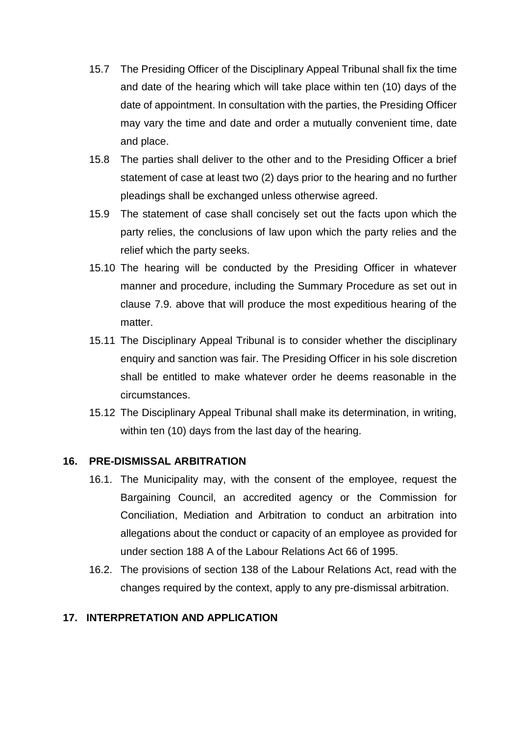15.7 The Presiding Officer of the Disciplinary Appeal Tribunal shall fix the time and date of the hearing which will take place within ten (10) days of the date of appointment. In consultation with the parties, the Presiding Officer may vary the time and date and order a mutually convenient time, date and place.

15.8 The parties shall deliver to the other and to the Presiding Officer a brief statement of case at least two (2) days prior to the hearing and no further pleadings shall be exchanged unless otherwise agreed.

15.9 The statement of case shall concisely set out the facts upon which the party relies, the conclusions of law upon which the party relies and the relief which the party seeks.

15.10 The hearing will be conducted by the Presiding Officer in whatever manner and procedure, including the Summary Procedure as set out in clause 7.9. above that will produce the most expeditious hearing of the matter.

15.11 The Disciplinary Appeal Tribunal is to consider whether the disciplinary enquiry and sanction was fair. The Presiding Officer in his sole discretion shall be entitled to make whatever order he deems reasonable in the circumstances.

15.12 The Disciplinary Appeal Tribunal shall make its determination, in writing, within ten (10) days from the last day of the hearing.

## 16. PRE-DISMISSAL ARBITRATION

16.1. The Municipality may, with the consent of the employee, request the Bargaining Council, an accredited agency or the Commission for Conciliation, Mediation and Arbitration to conduct an arbitration into allegations about the conduct or capacity of an employee as provided for under section 188 A of the Labour Relations Act 66 of 1995.

16.2. The provisions of section 138 of the Labour Relations Act, read with the changes required by the context, apply to any pre-dismissal arbitration.

## 17. INTERPRETATION AND APPLICATION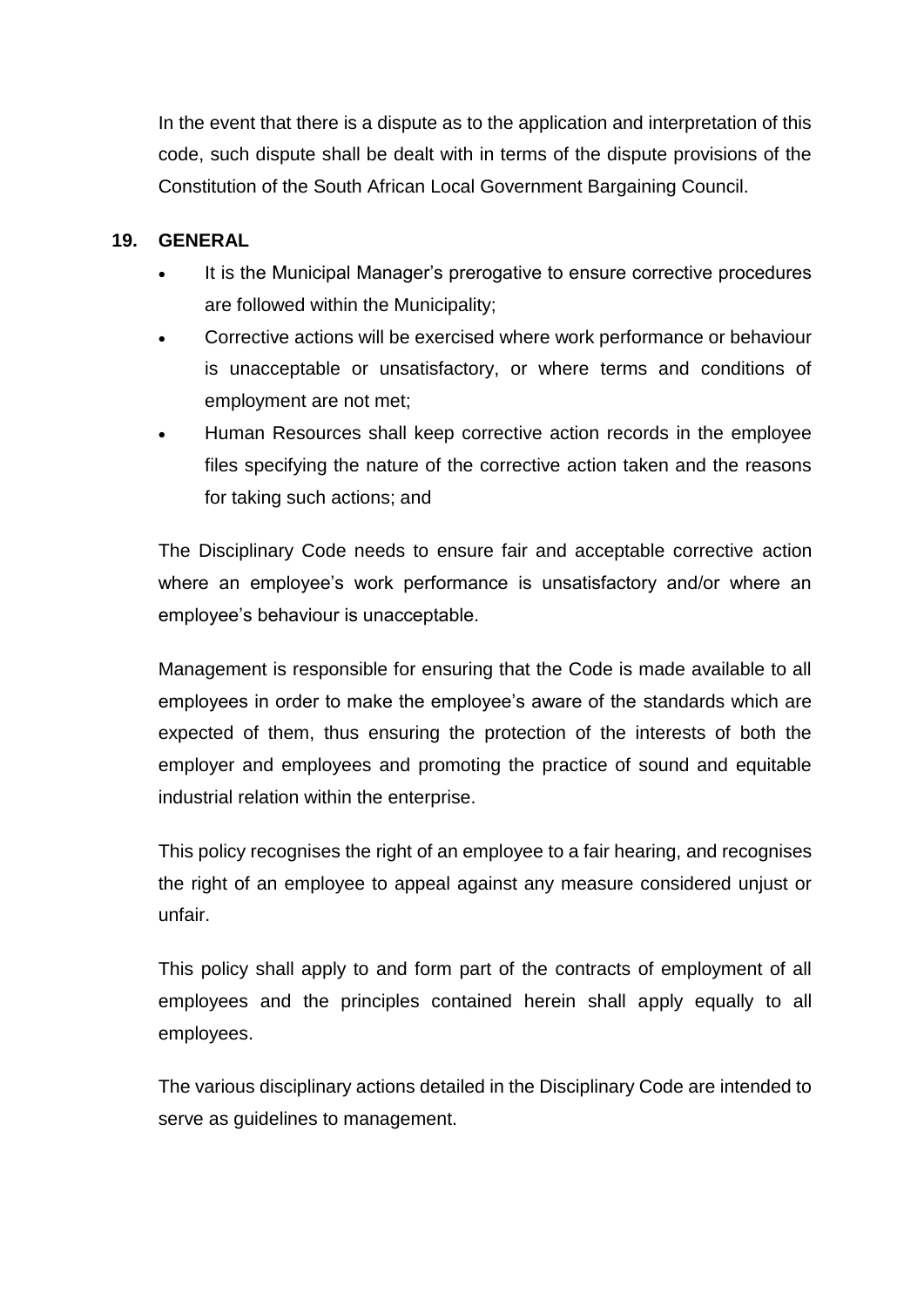In the event that there is a dispute as to the application and interpretation of this code, such dispute shall be dealt with in terms of the dispute provisions of the Constitution of the South African Local Government Bargaining Council.

## 19. GENERAL

- It is the Municipal Manager's prerogative to ensure corrective procedures are followed within the Municipality;
- Corrective actions will be exercised where work performance or behaviour is unacceptable or unsatisfactory, or where terms and conditions of employment are not met;
- Human Resources shall keep corrective action records in the employee files specifying the nature of the corrective action taken and the reasons for taking such actions; and

The Disciplinary Code needs to ensure fair and acceptable corrective action where an employee's work performance is unsatisfactory and/or where an employee's behaviour is unacceptable.

Management is responsible for ensuring that the Code is made available to all employees in order to make the employee's aware of the standards which are expected of them, thus ensuring the protection of the interests of both the employer and employees and promoting the practice of sound and equitable industrial relation within the enterprise.

This policy recognises the right of an employee to a fair hearing, and recognises the right of an employee to appeal against any measure considered unjust or unfair.

This policy shall apply to and form part of the contracts of employment of all employees and the principles contained herein shall apply equally to all employees.

The various disciplinary actions detailed in the Disciplinary Code are intended to serve as guidelines to management.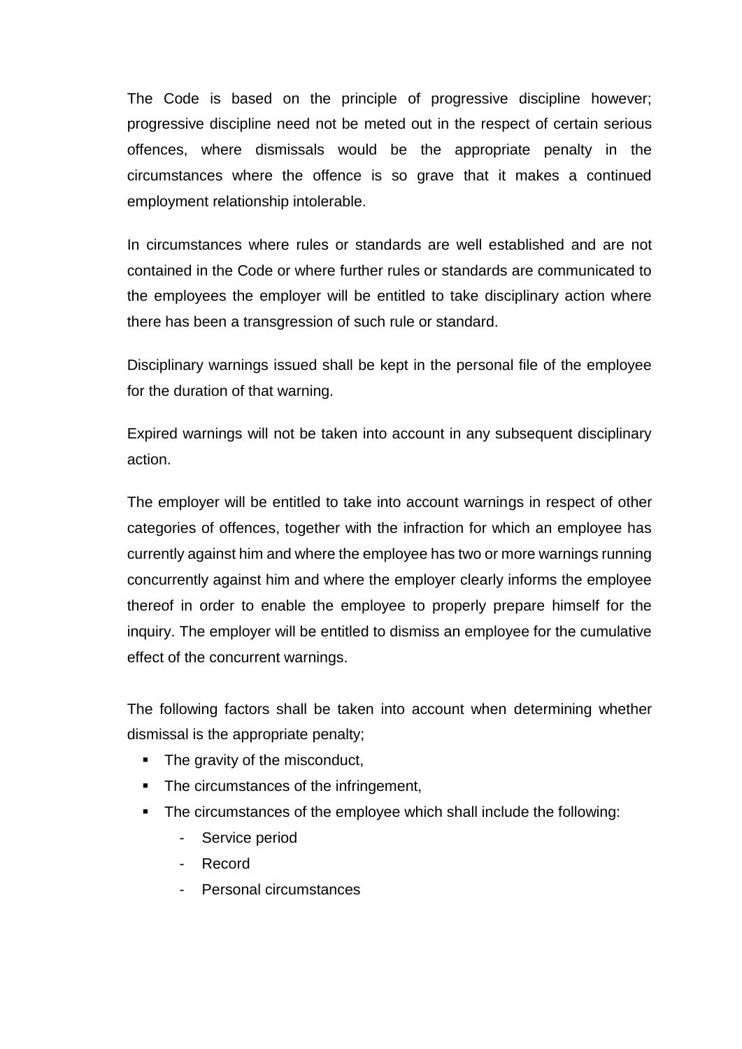The Code is based on the principle of progressive discipline however; progressive discipline need not be meted out in the respect of certain serious offences, where dismissals would be the appropriate penalty in the circumstances where the offence is so grave that it makes a continued employment relationship intolerable.

In circumstances where rules or standards are well established and are not contained in the Code or where further rules or standards are communicated to the employees the employer will be entitled to take disciplinary action where there has been a transgression of such rule or standard.

Disciplinary warnings issued shall be kept in the personal file of the employee for the duration of that warning.

Expired warnings will not be taken into account in any subsequent disciplinary action.

The employer will be entitled to take into account warnings in respect of other categories of offences, together with the infraction for which an employee has currently against him and where the employee has two or more warnings running concurrently against him and where the employer clearly informs the employee thereof in order to enable the employee to properly prepare himself for the inquiry. The employer will be entitled to dismiss an employee for the cumulative effect of the concurrent warnings.

The following factors shall be taken into account when determining whether dismissal is the appropriate penalty;

- The gravity of the misconduct,
- The circumstances of the infringement,
- The circumstances of the employee which shall include the following:
  - Service period
  - Record
  - Personal circumstances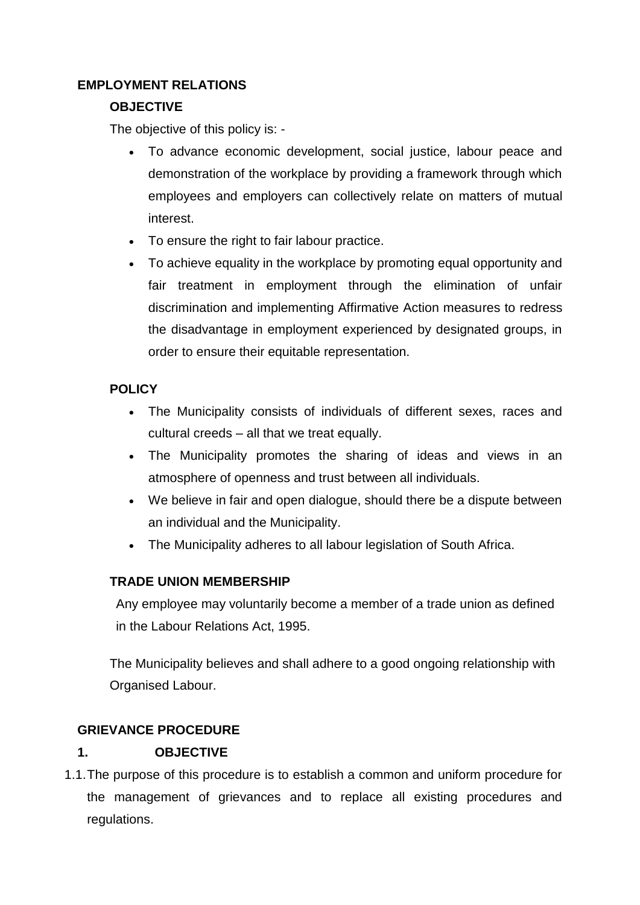## EMPLOYMENT RELATIONS

### OBJECTIVE

The objective of this policy is: -

- To advance economic development, social justice, labour peace and demonstration of the workplace by providing a framework through which employees and employers can collectively relate on matters of mutual interest.
- To ensure the right to fair labour practice.
- To achieve equality in the workplace by promoting equal opportunity and fair treatment in employment through the elimination of unfair discrimination and implementing Affirmative Action measures to redress the disadvantage in employment experienced by designated groups, in order to ensure their equitable representation.

### POLICY

- The Municipality consists of individuals of different sexes, races and cultural creeds – all that we treat equally.
- The Municipality promotes the sharing of ideas and views in an atmosphere of openness and trust between all individuals.
- We believe in fair and open dialogue, should there be a dispute between an individual and the Municipality.
- The Municipality adheres to all labour legislation of South Africa.

### TRADE UNION MEMBERSHIP

Any employee may voluntarily become a member of a trade union as defined in the Labour Relations Act, 1995.

The Municipality believes and shall adhere to a good ongoing relationship with Organised Labour.

## GRIEVANCE PROCEDURE

### 1. OBJECTIVE

1.1. The purpose of this procedure is to establish a common and uniform procedure for the management of grievances and to replace all existing procedures and regulations.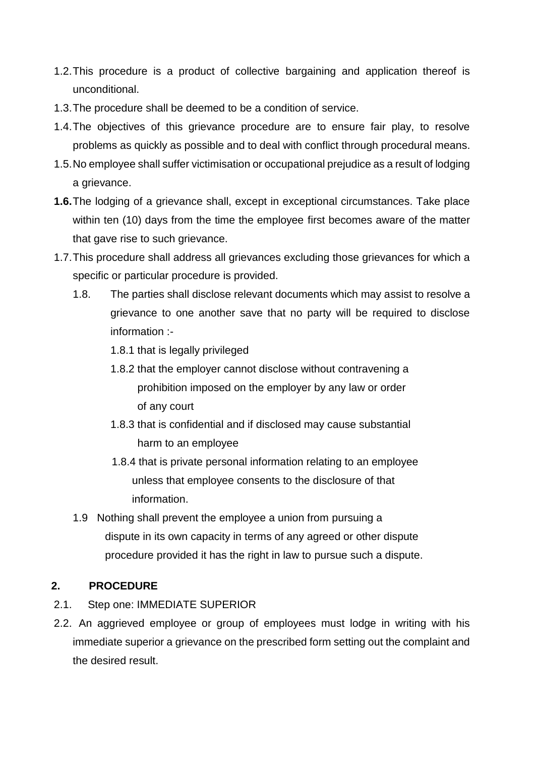1.2. This procedure is a product of collective bargaining and application thereof is unconditional.

1.3. The procedure shall be deemed to be a condition of service.

1.4. The objectives of this grievance procedure are to ensure fair play, to resolve problems as quickly as possible and to deal with conflict through procedural means.

1.5. No employee shall suffer victimisation or occupational prejudice as a result of lodging a grievance.

**1.6.** The lodging of a grievance shall, except in exceptional circumstances. Take place within ten (10) days from the time the employee first becomes aware of the matter that gave rise to such grievance.

1.7. This procedure shall address all grievances excluding those grievances for which a specific or particular procedure is provided.

1.8. The parties shall disclose relevant documents which may assist to resolve a grievance to one another save that no party will be required to disclose information :-

- 1.8.1 that is legally privileged
- 1.8.2 that the employer cannot disclose without contravening a prohibition imposed on the employer by any law or order of any court
- 1.8.3 that is confidential and if disclosed may cause substantial harm to an employee
- 1.8.4 that is private personal information relating to an employee unless that employee consents to the disclosure of that information.

1.9 Nothing shall prevent the employee a union from pursuing a dispute in its own capacity in terms of any agreed or other dispute procedure provided it has the right in law to pursue such a dispute.

## 2. PROCEDURE

2.1. Step one: IMMEDIATE SUPERIOR

2.2. An aggrieved employee or group of employees must lodge in writing with his immediate superior a grievance on the prescribed form setting out the complaint and the desired result.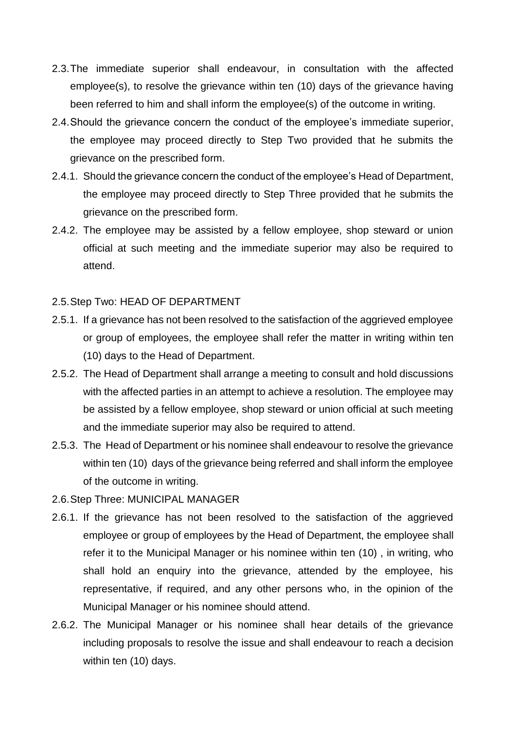2.3. The immediate superior shall endeavour, in consultation with the affected employee(s), to resolve the grievance within ten (10) days of the grievance having been referred to him and shall inform the employee(s) of the outcome in writing.

2.4. Should the grievance concern the conduct of the employee's immediate superior, the employee may proceed directly to Step Two provided that he submits the grievance on the prescribed form.

2.4.1. Should the grievance concern the conduct of the employee's Head of Department, the employee may proceed directly to Step Three provided that he submits the grievance on the prescribed form.

2.4.2. The employee may be assisted by a fellow employee, shop steward or union official at such meeting and the immediate superior may also be required to attend.

2.5. Step Two: HEAD OF DEPARTMENT

2.5.1. If a grievance has not been resolved to the satisfaction of the aggrieved employee or group of employees, the employee shall refer the matter in writing within ten (10) days to the Head of Department.

2.5.2. The Head of Department shall arrange a meeting to consult and hold discussions with the affected parties in an attempt to achieve a resolution. The employee may be assisted by a fellow employee, shop steward or union official at such meeting and the immediate superior may also be required to attend.

2.5.3. The Head of Department or his nominee shall endeavour to resolve the grievance within ten (10) days of the grievance being referred and shall inform the employee of the outcome in writing.

2.6. Step Three: MUNICIPAL MANAGER

2.6.1. If the grievance has not been resolved to the satisfaction of the aggrieved employee or group of employees by the Head of Department, the employee shall refer it to the Municipal Manager or his nominee within ten (10) , in writing, who shall hold an enquiry into the grievance, attended by the employee, his representative, if required, and any other persons who, in the opinion of the Municipal Manager or his nominee should attend.

2.6.2. The Municipal Manager or his nominee shall hear details of the grievance including proposals to resolve the issue and shall endeavour to reach a decision within ten (10) days.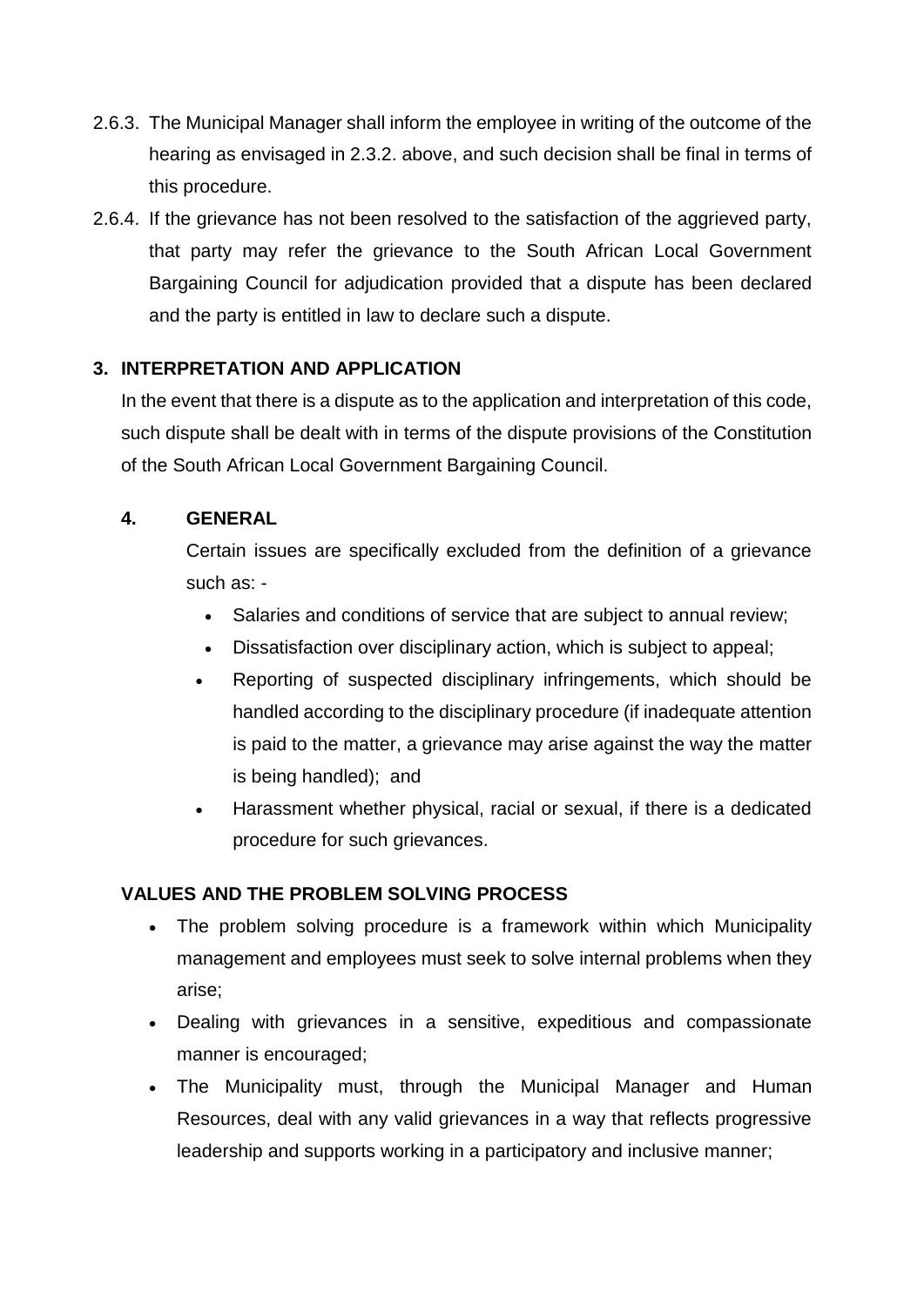2.6.3. The Municipal Manager shall inform the employee in writing of the outcome of the hearing as envisaged in 2.3.2. above, and such decision shall be final in terms of this procedure.

2.6.4. If the grievance has not been resolved to the satisfaction of the aggrieved party, that party may refer the grievance to the South African Local Government Bargaining Council for adjudication provided that a dispute has been declared and the party is entitled in law to declare such a dispute.

## 3. INTERPRETATION AND APPLICATION

In the event that there is a dispute as to the application and interpretation of this code, such dispute shall be dealt with in terms of the dispute provisions of the Constitution of the South African Local Government Bargaining Council.

## 4. GENERAL

Certain issues are specifically excluded from the definition of a grievance such as: -

- Salaries and conditions of service that are subject to annual review;
- Dissatisfaction over disciplinary action, which is subject to appeal;
- Reporting of suspected disciplinary infringements, which should be handled according to the disciplinary procedure (if inadequate attention is paid to the matter, a grievance may arise against the way the matter is being handled); and
- Harassment whether physical, racial or sexual, if there is a dedicated procedure for such grievances.

## VALUES AND THE PROBLEM SOLVING PROCESS

- The problem solving procedure is a framework within which Municipality management and employees must seek to solve internal problems when they arise;
- Dealing with grievances in a sensitive, expeditious and compassionate manner is encouraged;
- The Municipality must, through the Municipal Manager and Human Resources, deal with any valid grievances in a way that reflects progressive leadership and supports working in a participatory and inclusive manner;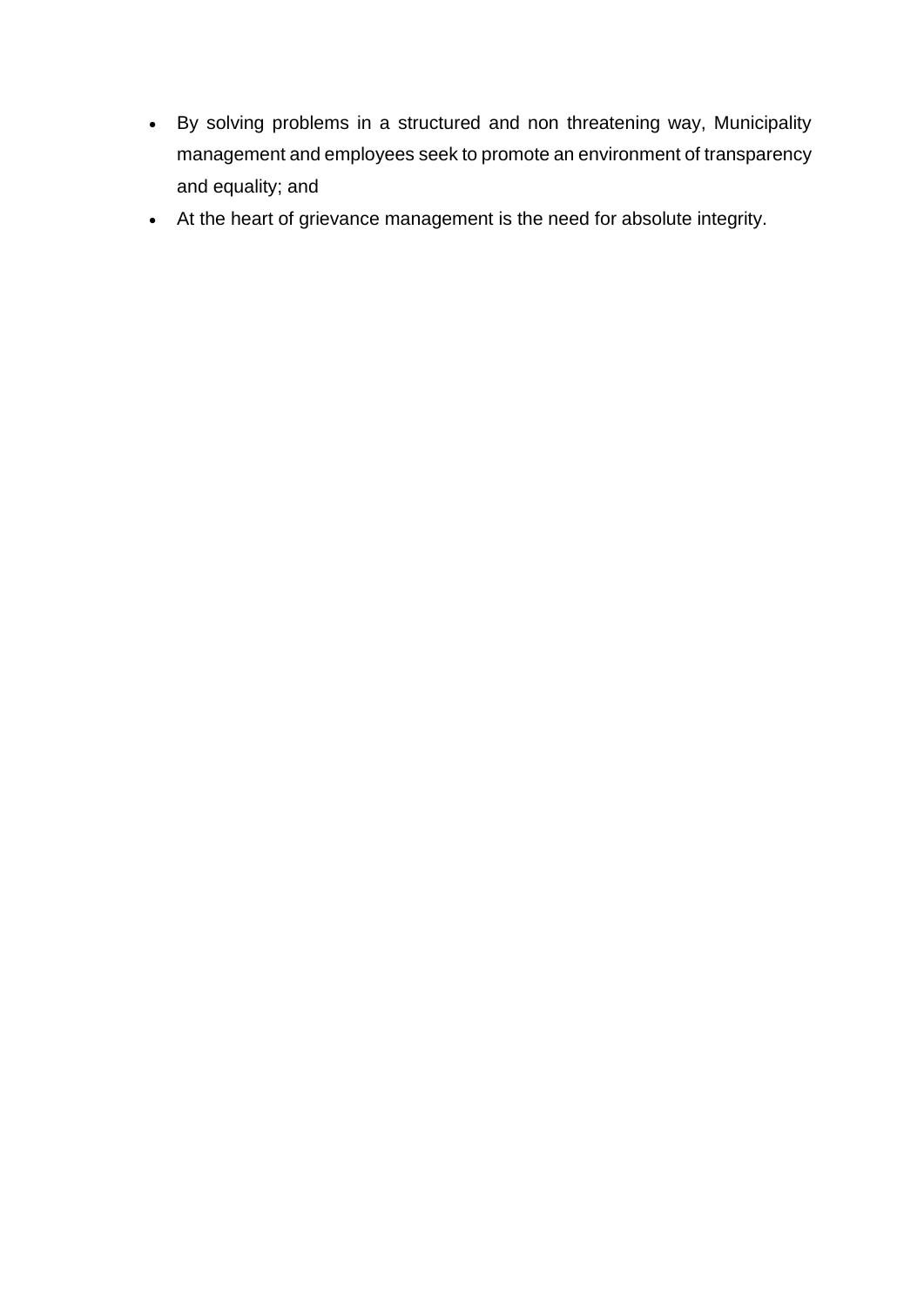- By solving problems in a structured and non threatening way, Municipality management and employees seek to promote an environment of transparency and equality; and
- At the heart of grievance management is the need for absolute integrity.